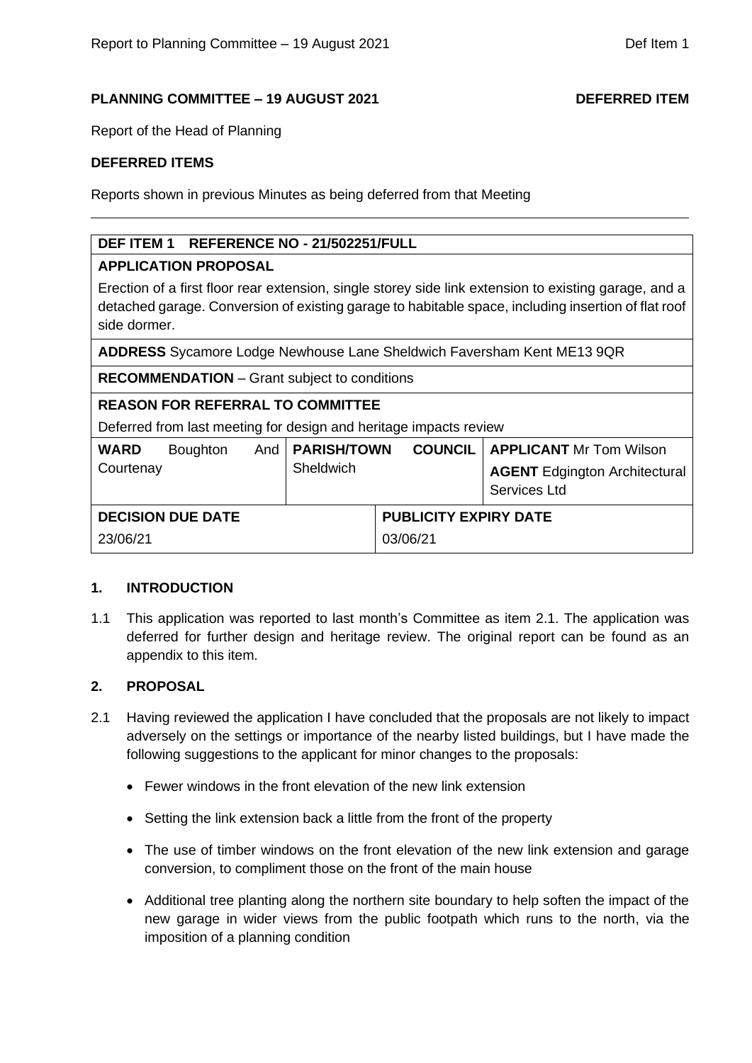**PLANNING COMMITTEE – 19 AUGUST 2021** **DEFERRED ITEM**

Report of the Head of Planning

**DEFERRED ITEMS**

Reports shown in previous Minutes as being deferred from that Meeting

---

| **DEF ITEM 1 REFERENCE NO - 21/502251/FULL** | | |
|---|---|---|
| **APPLICATION PROPOSAL**<br>Erection of a first floor rear extension, single storey side link extension to existing garage, and a detached garage. Conversion of existing garage to habitable space, including insertion of flat roof side dormer. | | |
| **ADDRESS** Sycamore Lodge Newhouse Lane Sheldwich Faversham Kent ME13 9QR | | |
| **RECOMMENDATION** – Grant subject to conditions | | |
| **REASON FOR REFERRAL TO COMMITTEE**<br>Deferred from last meeting for design and heritage impacts review | | |
| **WARD** Boughton And Courtenay | **PARISH/TOWN COUNCIL** Sheldwich | **APPLICANT** Mr Tom Wilson<br>**AGENT** Edgington Architectural Services Ltd |
| **DECISION DUE DATE**<br>23/06/21 | **PUBLICITY EXPIRY DATE**<br>03/06/21 | |

## 1. INTRODUCTION

1.1 This application was reported to last month's Committee as item 2.1. The application was deferred for further design and heritage review. The original report can be found as an appendix to this item.

## 2. PROPOSAL

2.1 Having reviewed the application I have concluded that the proposals are not likely to impact adversely on the settings or importance of the nearby listed buildings, but I have made the following suggestions to the applicant for minor changes to the proposals:

- Fewer windows in the front elevation of the new link extension
- Setting the link extension back a little from the front of the property
- The use of timber windows on the front elevation of the new link extension and garage conversion, to compliment those on the front of the main house
- Additional tree planting along the northern site boundary to help soften the impact of the new garage in wider views from the public footpath which runs to the north, via the imposition of a planning condition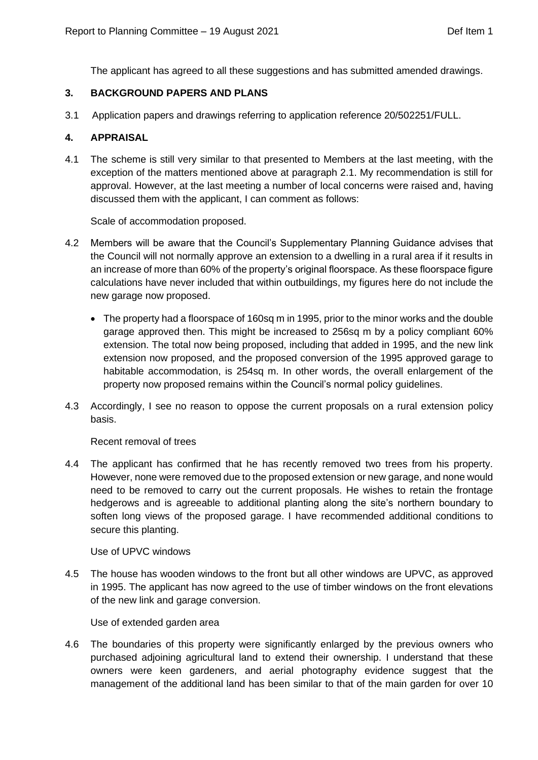The applicant has agreed to all these suggestions and has submitted amended drawings.

## 3. BACKGROUND PAPERS AND PLANS

3.1 Application papers and drawings referring to application reference 20/502251/FULL.

## 4. APPRAISAL

4.1 The scheme is still very similar to that presented to Members at the last meeting, with the exception of the matters mentioned above at paragraph 2.1. My recommendation is still for approval. However, at the last meeting a number of local concerns were raised and, having discussed them with the applicant, I can comment as follows:

Scale of accommodation proposed.

4.2 Members will be aware that the Council's Supplementary Planning Guidance advises that the Council will not normally approve an extension to a dwelling in a rural area if it results in an increase of more than 60% of the property's original floorspace. As these floorspace figure calculations have never included that within outbuildings, my figures here do not include the new garage now proposed.

- The property had a floorspace of 160sq m in 1995, prior to the minor works and the double garage approved then. This might be increased to 256sq m by a policy compliant 60% extension. The total now being proposed, including that added in 1995, and the new link extension now proposed, and the proposed conversion of the 1995 approved garage to habitable accommodation, is 254sq m. In other words, the overall enlargement of the property now proposed remains within the Council's normal policy guidelines.

4.3 Accordingly, I see no reason to oppose the current proposals on a rural extension policy basis.

Recent removal of trees

4.4 The applicant has confirmed that he has recently removed two trees from his property. However, none were removed due to the proposed extension or new garage, and none would need to be removed to carry out the current proposals. He wishes to retain the frontage hedgerows and is agreeable to additional planting along the site's northern boundary to soften long views of the proposed garage. I have recommended additional conditions to secure this planting.

Use of UPVC windows

4.5 The house has wooden windows to the front but all other windows are UPVC, as approved in 1995. The applicant has now agreed to the use of timber windows on the front elevations of the new link and garage conversion.

Use of extended garden area

4.6 The boundaries of this property were significantly enlarged by the previous owners who purchased adjoining agricultural land to extend their ownership. I understand that these owners were keen gardeners, and aerial photography evidence suggest that the management of the additional land has been similar to that of the main garden for over 10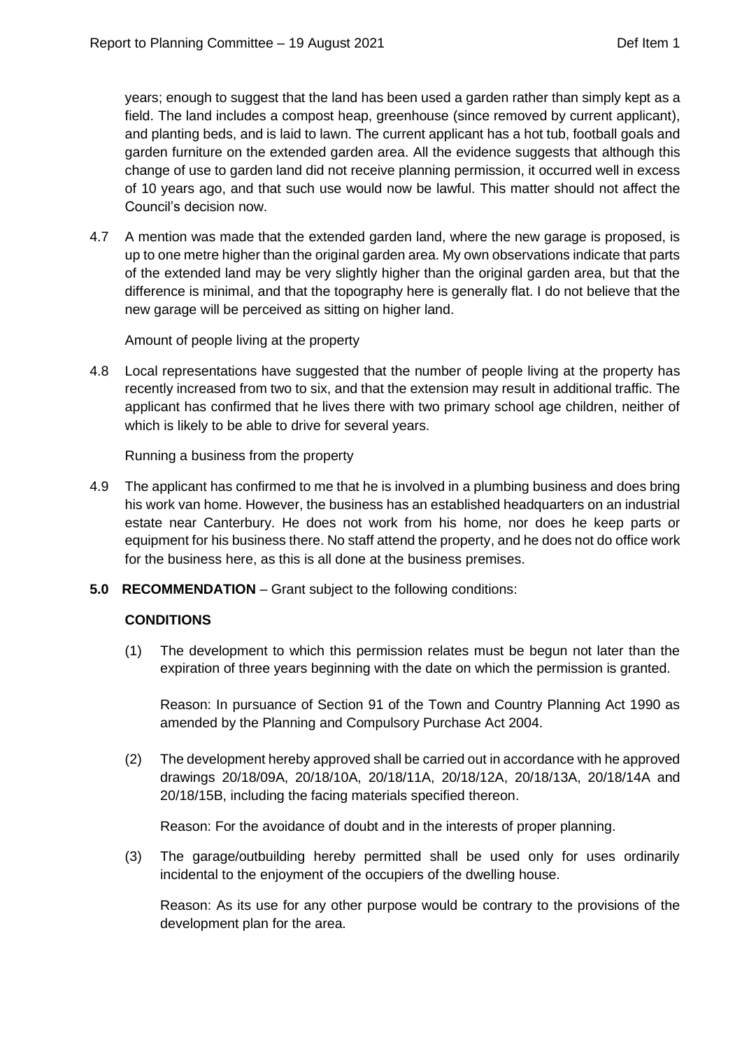years; enough to suggest that the land has been used a garden rather than simply kept as a field. The land includes a compost heap, greenhouse (since removed by current applicant), and planting beds, and is laid to lawn. The current applicant has a hot tub, football goals and garden furniture on the extended garden area. All the evidence suggests that although this change of use to garden land did not receive planning permission, it occurred well in excess of 10 years ago, and that such use would now be lawful. This matter should not affect the Council's decision now.

4.7 A mention was made that the extended garden land, where the new garage is proposed, is up to one metre higher than the original garden area. My own observations indicate that parts of the extended land may be very slightly higher than the original garden area, but that the difference is minimal, and that the topography here is generally flat. I do not believe that the new garage will be perceived as sitting on higher land.

Amount of people living at the property

4.8 Local representations have suggested that the number of people living at the property has recently increased from two to six, and that the extension may result in additional traffic. The applicant has confirmed that he lives there with two primary school age children, neither of which is likely to be able to drive for several years.

Running a business from the property

4.9 The applicant has confirmed to me that he is involved in a plumbing business and does bring his work van home. However, the business has an established headquarters on an industrial estate near Canterbury. He does not work from his home, nor does he keep parts or equipment for his business there. No staff attend the property, and he does not do office work for the business here, as this is all done at the business premises.

**5.0 RECOMMENDATION** – Grant subject to the following conditions:

**CONDITIONS**

(1) The development to which this permission relates must be begun not later than the expiration of three years beginning with the date on which the permission is granted.

Reason: In pursuance of Section 91 of the Town and Country Planning Act 1990 as amended by the Planning and Compulsory Purchase Act 2004.

(2) The development hereby approved shall be carried out in accordance with he approved drawings 20/18/09A, 20/18/10A, 20/18/11A, 20/18/12A, 20/18/13A, 20/18/14A and 20/18/15B, including the facing materials specified thereon.

Reason: For the avoidance of doubt and in the interests of proper planning.

(3) The garage/outbuilding hereby permitted shall be used only for uses ordinarily incidental to the enjoyment of the occupiers of the dwelling house.

Reason: As its use for any other purpose would be contrary to the provisions of the development plan for the area.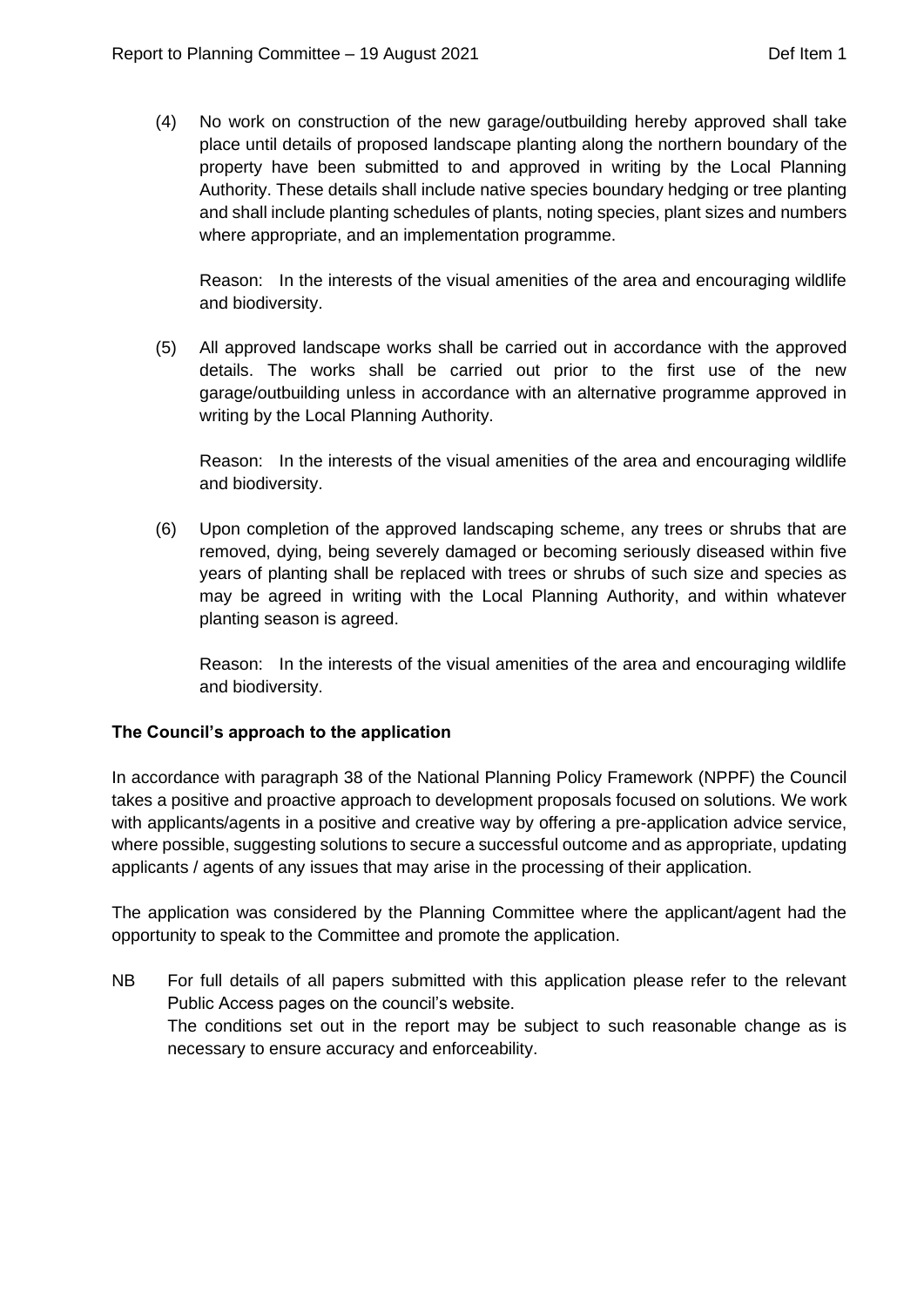(4) No work on construction of the new garage/outbuilding hereby approved shall take place until details of proposed landscape planting along the northern boundary of the property have been submitted to and approved in writing by the Local Planning Authority. These details shall include native species boundary hedging or tree planting and shall include planting schedules of plants, noting species, plant sizes and numbers where appropriate, and an implementation programme.

Reason: In the interests of the visual amenities of the area and encouraging wildlife and biodiversity.

(5) All approved landscape works shall be carried out in accordance with the approved details. The works shall be carried out prior to the first use of the new garage/outbuilding unless in accordance with an alternative programme approved in writing by the Local Planning Authority.

Reason: In the interests of the visual amenities of the area and encouraging wildlife and biodiversity.

(6) Upon completion of the approved landscaping scheme, any trees or shrubs that are removed, dying, being severely damaged or becoming seriously diseased within five years of planting shall be replaced with trees or shrubs of such size and species as may be agreed in writing with the Local Planning Authority, and within whatever planting season is agreed.

Reason: In the interests of the visual amenities of the area and encouraging wildlife and biodiversity.

**The Council's approach to the application**

In accordance with paragraph 38 of the National Planning Policy Framework (NPPF) the Council takes a positive and proactive approach to development proposals focused on solutions. We work with applicants/agents in a positive and creative way by offering a pre-application advice service, where possible, suggesting solutions to secure a successful outcome and as appropriate, updating applicants / agents of any issues that may arise in the processing of their application.

The application was considered by the Planning Committee where the applicant/agent had the opportunity to speak to the Committee and promote the application.

NB For full details of all papers submitted with this application please refer to the relevant Public Access pages on the council's website.
The conditions set out in the report may be subject to such reasonable change as is necessary to ensure accuracy and enforceability.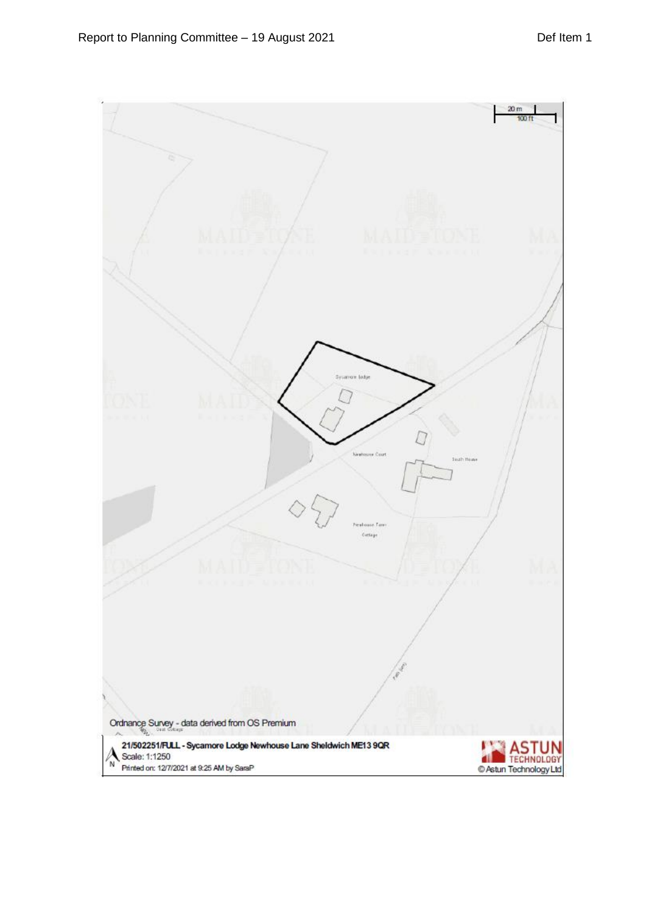20 m
100 ft

Sycamore Lodge

Newhouse Court

South House

Newhouse Farm Cottage

Path (um)

Oast Cottage

Ordnance Survey - data derived from OS Premium

**21/502251/FULL - Sycamore Lodge Newhouse Lane Sheldwich ME13 9QR**
Scale: 1:1250
Printed on: 12/7/2021 at 9:25 AM by SaraP

ASTUN TECHNOLOGY
© Astun Technology Ltd